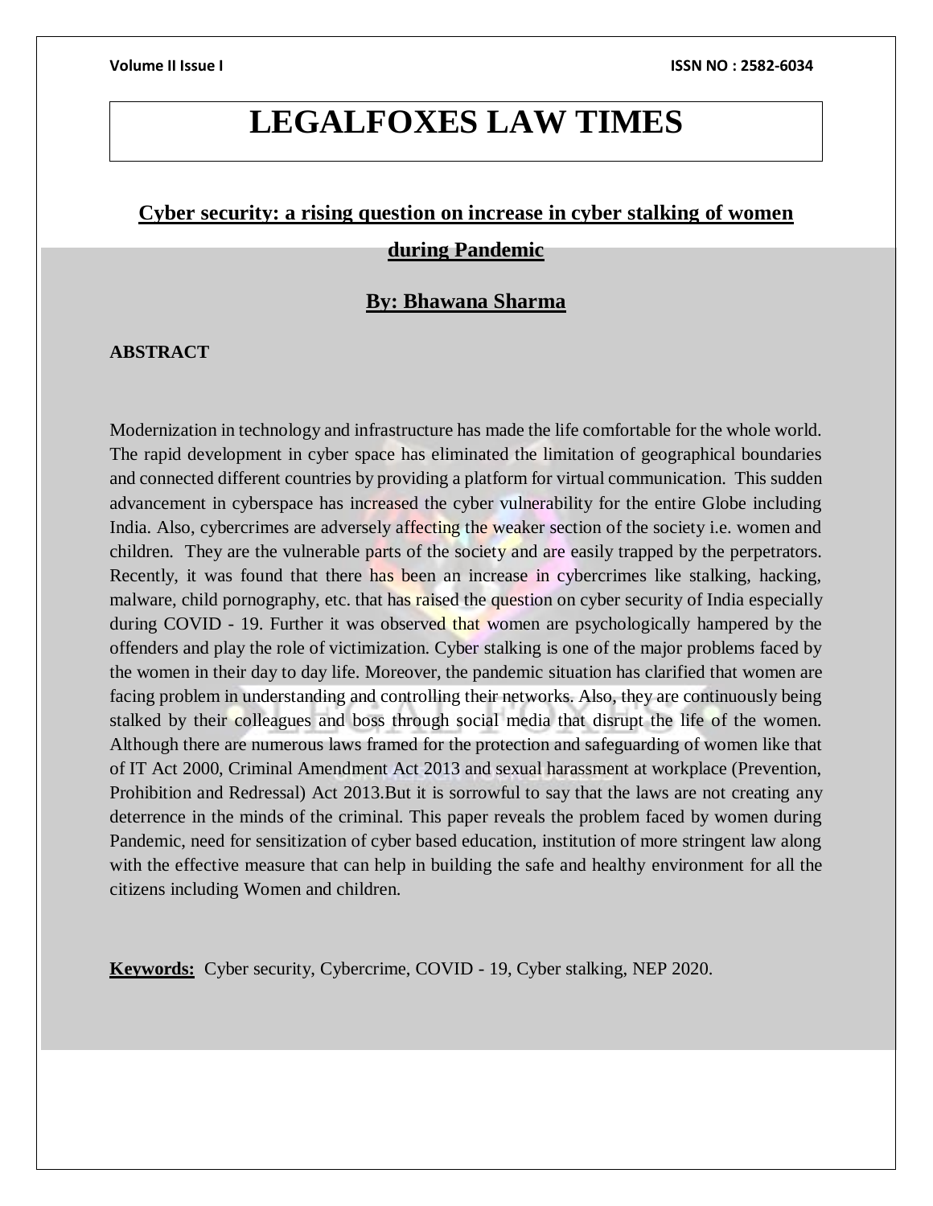# LEGALFOXES LAW TIMES

## Cyber security: a rising question on increase in cyber stalking of women during Pandemic

### By: Bhawana Sharma

**ABSTRACT**

Modernization in technology and infrastructure has made the life comfortable for the whole world. The rapid development in cyber space has eliminated the limitation of geographical boundaries and connected different countries by providing a platform for virtual communication. This sudden advancement in cyberspace has increased the cyber vulnerability for the entire Globe including India. Also, cybercrimes are adversely affecting the weaker section of the society i.e. women and children. They are the vulnerable parts of the society and are easily trapped by the perpetrators. Recently, it was found that there has been an increase in cybercrimes like stalking, hacking, malware, child pornography, etc. that has raised the question on cyber security of India especially during COVID - 19. Further it was observed that women are psychologically hampered by the offenders and play the role of victimization. Cyber stalking is one of the major problems faced by the women in their day to day life. Moreover, the pandemic situation has clarified that women are facing problem in understanding and controlling their networks. Also, they are continuously being stalked by their colleagues and boss through social media that disrupt the life of the women. Although there are numerous laws framed for the protection and safeguarding of women like that of IT Act 2000, Criminal Amendment Act 2013 and sexual harassment at workplace (Prevention, Prohibition and Redressal) Act 2013.But it is sorrowful to say that the laws are not creating any deterrence in the minds of the criminal. This paper reveals the problem faced by women during Pandemic, need for sensitization of cyber based education, institution of more stringent law along with the effective measure that can help in building the safe and healthy environment for all the citizens including Women and children.

**Keywords:** Cyber security, Cybercrime, COVID - 19, Cyber stalking, NEP 2020.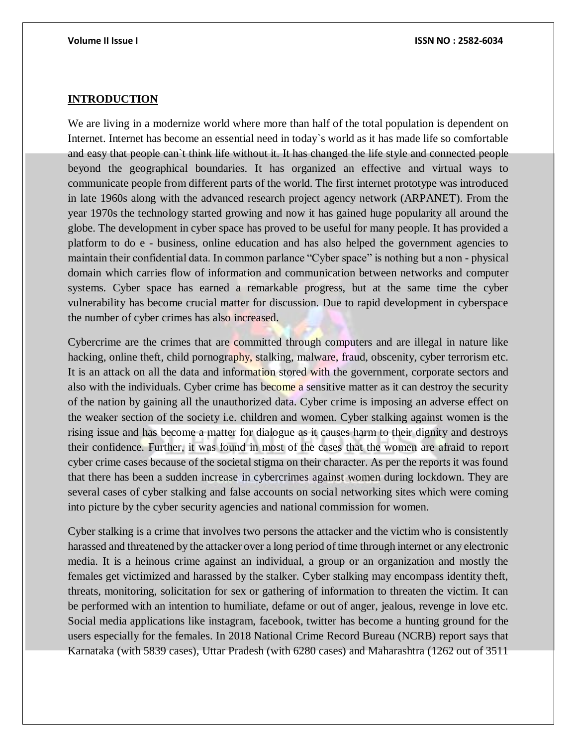## INTRODUCTION

We are living in a modernize world where more than half of the total population is dependent on Internet. Internet has become an essential need in today`s world as it has made life so comfortable and easy that people can`t think life without it. It has changed the life style and connected people beyond the geographical boundaries. It has organized an effective and virtual ways to communicate people from different parts of the world. The first internet prototype was introduced in late 1960s along with the advanced research project agency network (ARPANET). From the year 1970s the technology started growing and now it has gained huge popularity all around the globe. The development in cyber space has proved to be useful for many people. It has provided a platform to do e - business, online education and has also helped the government agencies to maintain their confidential data. In common parlance "Cyber space" is nothing but a non - physical domain which carries flow of information and communication between networks and computer systems. Cyber space has earned a remarkable progress, but at the same time the cyber vulnerability has become crucial matter for discussion. Due to rapid development in cyberspace the number of cyber crimes has also increased.

Cybercrime are the crimes that are committed through computers and are illegal in nature like hacking, online theft, child pornography, stalking, malware, fraud, obscenity, cyber terrorism etc. It is an attack on all the data and information stored with the government, corporate sectors and also with the individuals. Cyber crime has become a sensitive matter as it can destroy the security of the nation by gaining all the unauthorized data. Cyber crime is imposing an adverse effect on the weaker section of the society i.e. children and women. Cyber stalking against women is the rising issue and has become a matter for dialogue as it causes harm to their dignity and destroys their confidence. Further, it was found in most of the cases that the women are afraid to report cyber crime cases because of the societal stigma on their character. As per the reports it was found that there has been a sudden increase in cybercrimes against women during lockdown. They are several cases of cyber stalking and false accounts on social networking sites which were coming into picture by the cyber security agencies and national commission for women.

Cyber stalking is a crime that involves two persons the attacker and the victim who is consistently harassed and threatened by the attacker over a long period of time through internet or any electronic media. It is a heinous crime against an individual, a group or an organization and mostly the females get victimized and harassed by the stalker. Cyber stalking may encompass identity theft, threats, monitoring, solicitation for sex or gathering of information to threaten the victim. It can be performed with an intention to humiliate, defame or out of anger, jealous, revenge in love etc. Social media applications like instagram, facebook, twitter has become a hunting ground for the users especially for the females. In 2018 National Crime Record Bureau (NCRB) report says that Karnataka (with 5839 cases), Uttar Pradesh (with 6280 cases) and Maharashtra (1262 out of 3511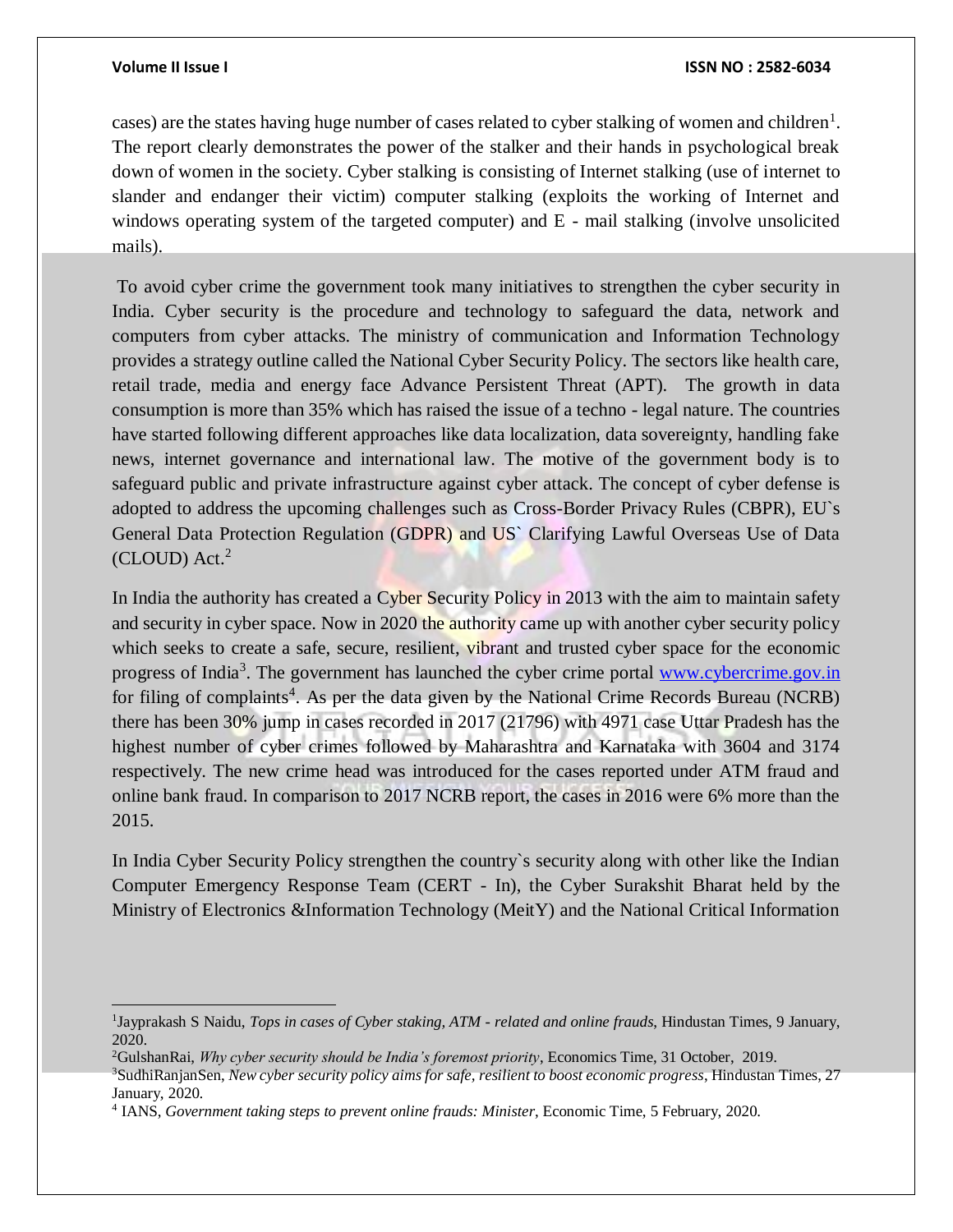cases) are the states having huge number of cases related to cyber stalking of women and children[1]. The report clearly demonstrates the power of the stalker and their hands in psychological break down of women in the society. Cyber stalking is consisting of Internet stalking (use of internet to slander and endanger their victim) computer stalking (exploits the working of Internet and windows operating system of the targeted computer) and E - mail stalking (involve unsolicited mails).

To avoid cyber crime the government took many initiatives to strengthen the cyber security in India. Cyber security is the procedure and technology to safeguard the data, network and computers from cyber attacks. The ministry of communication and Information Technology provides a strategy outline called the National Cyber Security Policy. The sectors like health care, retail trade, media and energy face Advance Persistent Threat (APT). The growth in data consumption is more than 35% which has raised the issue of a techno - legal nature. The countries have started following different approaches like data localization, data sovereignty, handling fake news, internet governance and international law. The motive of the government body is to safeguard public and private infrastructure against cyber attack. The concept of cyber defense is adopted to address the upcoming challenges such as Cross-Border Privacy Rules (CBPR), EU`s General Data Protection Regulation (GDPR) and US` Clarifying Lawful Overseas Use of Data (CLOUD) Act.[2]

In India the authority has created a Cyber Security Policy in 2013 with the aim to maintain safety and security in cyber space. Now in 2020 the authority came up with another cyber security policy which seeks to create a safe, secure, resilient, vibrant and trusted cyber space for the economic progress of India[3]. The government has launched the cyber crime portal www.cybercrime.gov.in for filing of complaints[4]. As per the data given by the National Crime Records Bureau (NCRB) there has been 30% jump in cases recorded in 2017 (21796) with 4971 case Uttar Pradesh has the highest number of cyber crimes followed by Maharashtra and Karnataka with 3604 and 3174 respectively. The new crime head was introduced for the cases reported under ATM fraud and online bank fraud. In comparison to 2017 NCRB report, the cases in 2016 were 6% more than the 2015.

In India Cyber Security Policy strengthen the country`s security along with other like the Indian Computer Emergency Response Team (CERT - In), the Cyber Surakshit Bharat held by the Ministry of Electronics &Information Technology (MeitY) and the National Critical Information

---

[1] Jayprakash S Naidu, *Tops in cases of Cyber staking, ATM - related and online frauds*, Hindustan Times, 9 January, 2020.

[2] GulshanRai, *Why cyber security should be India's foremost priority*, Economics Time, 31 October, 2019.

[3] SudhiRanjanSen, *New cyber security policy aims for safe, resilient to boost economic progress*, Hindustan Times, 27 January, 2020.

[4] IANS, *Government taking steps to prevent online frauds: Minister*, Economic Time, 5 February, 2020.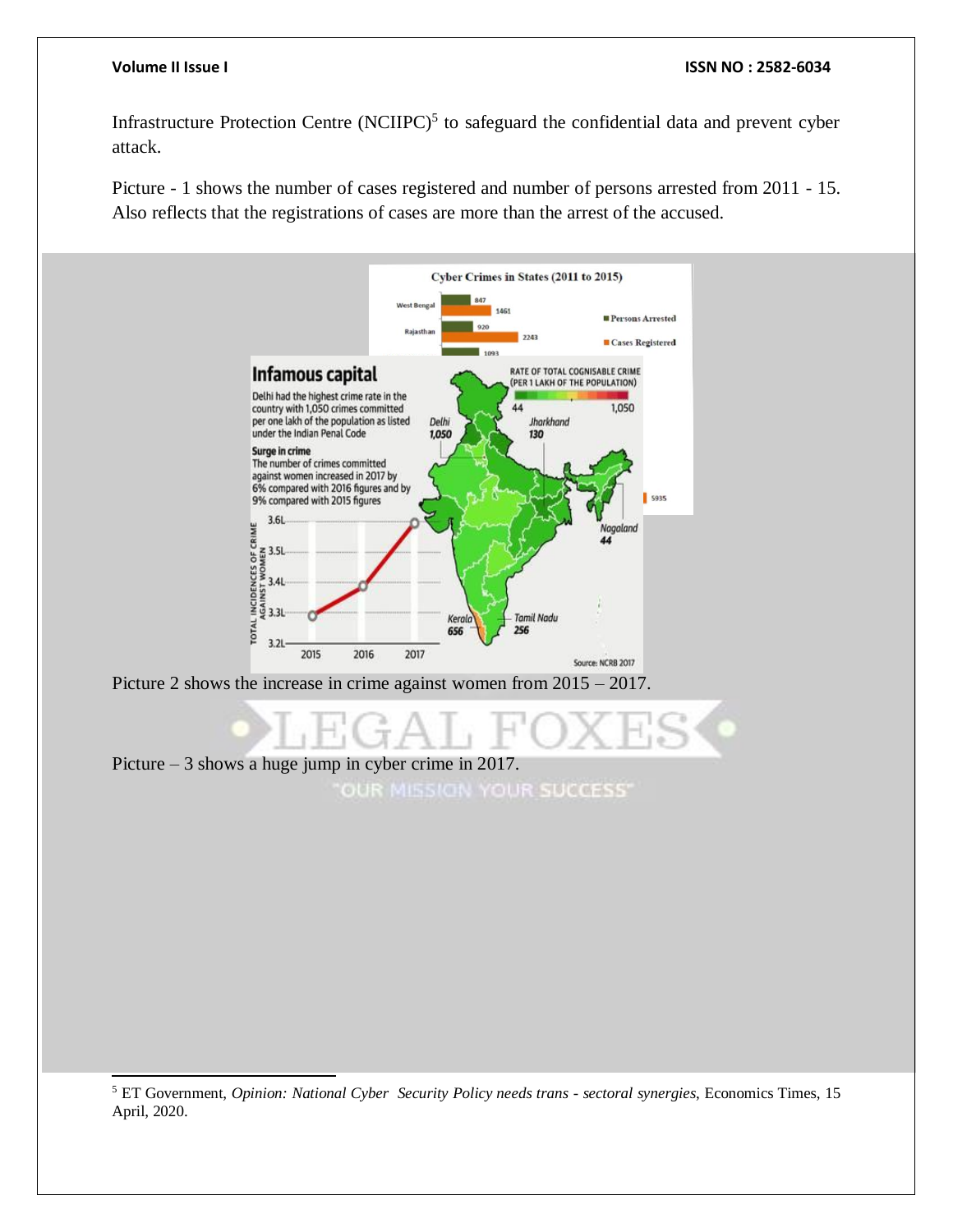Infrastructure Protection Centre (NCIIPC)[5] to safeguard the confidential data and prevent cyber attack.

Picture - 1 shows the number of cases registered and number of persons arrested from 2011 - 15. Also reflects that the registrations of cases are more than the arrest of the accused.

Picture 2 shows the increase in crime against women from 2015 – 2017.

Picture – 3 shows a huge jump in cyber crime in 2017.

---

[5] ET Government, *Opinion: National Cyber Security Policy needs trans - sectoral synergies*, Economics Times, 15 April, 2020.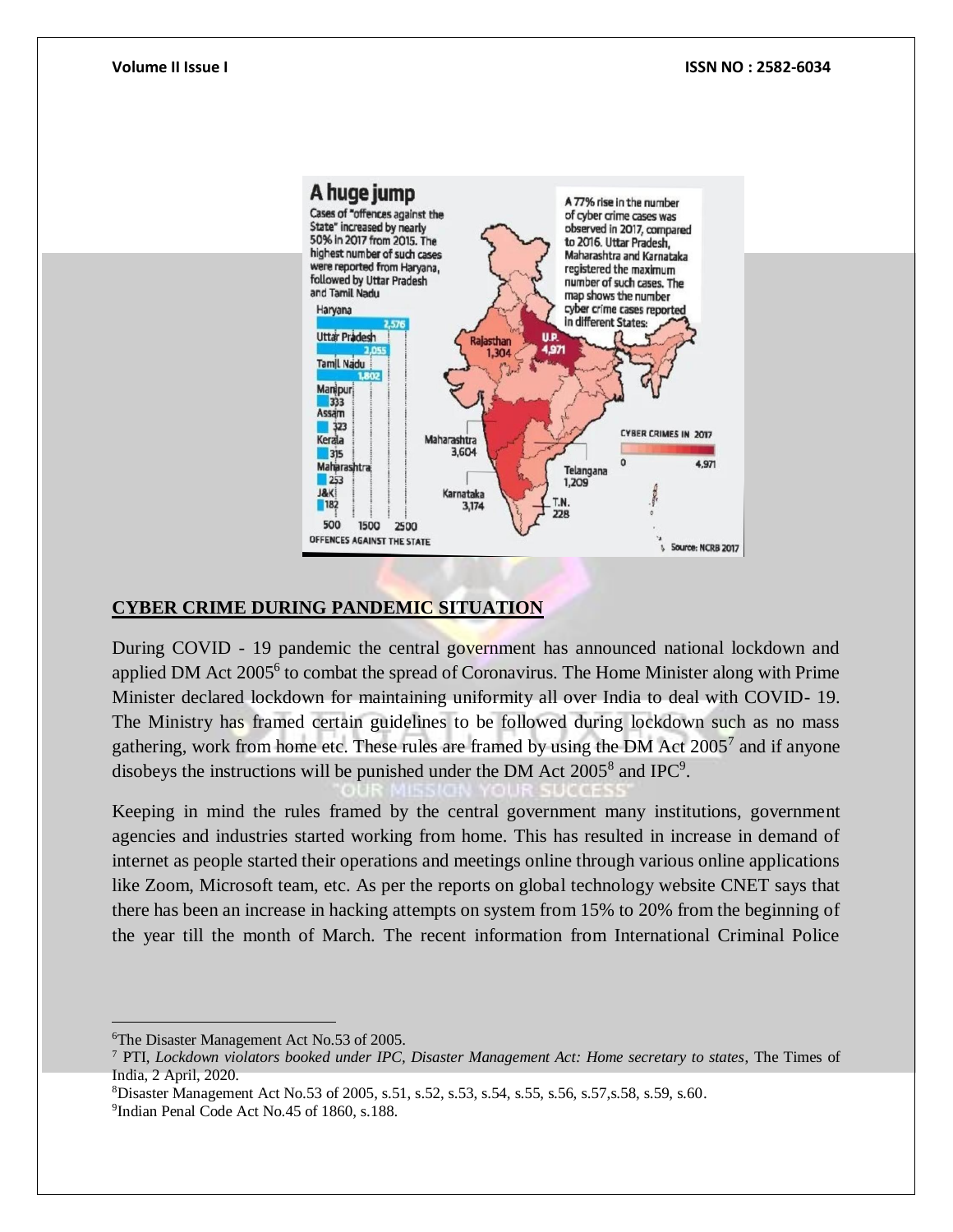A huge jump

Cases of "offences against the State" increased by nearly 50% in 2017 from 2015. The highest number of such cases were reported from Haryana, followed by Uttar Pradesh and Tamil Nadu

| State | Offences against the State |
| --- | --- |
| Haryana | 2,576 |
| Uttar Pradesh | 2,055 |
| Tamil Nadu | 1,802 |
| Manipur | 333 |
| Assam | 323 |
| Kerala | 315 |
| Maharashtra | 253 |
| J&K | 182 |

A 77% rise in the number of cyber crime cases was observed in 2017, compared to 2016. Uttar Pradesh, Maharashtra and Karnataka registered the maximum number of such cases. The map shows the number cyber crime cases reported in different States:

U.P. 4,971; Maharashtra 3,604; Karnataka 3,174; Rajasthan 1,304; Telangana 1,209; T.N. 228

CYBER CRIMES IN 2017 (0 – 4,971)

Source: NCRB 2017

## CYBER CRIME DURING PANDEMIC SITUATION

During COVID - 19 pandemic the central government has announced national lockdown and applied DM Act 2005[6] to combat the spread of Coronavirus. The Home Minister along with Prime Minister declared lockdown for maintaining uniformity all over India to deal with COVID- 19. The Ministry has framed certain guidelines to be followed during lockdown such as no mass gathering, work from home etc. These rules are framed by using the DM Act 2005[7] and if anyone disobeys the instructions will be punished under the DM Act 2005[8] and IPC[9].

Keeping in mind the rules framed by the central government many institutions, government agencies and industries started working from home. This has resulted in increase in demand of internet as people started their operations and meetings online through various online applications like Zoom, Microsoft team, etc. As per the reports on global technology website CNET says that there has been an increase in hacking attempts on system from 15% to 20% from the beginning of the year till the month of March. The recent information from International Criminal Police

---

[6] The Disaster Management Act No.53 of 2005.

[7] PTI, *Lockdown violators booked under IPC, Disaster Management Act: Home secretary to states*, The Times of India, 2 April, 2020.

[8] Disaster Management Act No.53 of 2005, s.51, s.52, s.53, s.54, s.55, s.56, s.57,s.58, s.59, s.60.

[9] Indian Penal Code Act No.45 of 1860, s.188.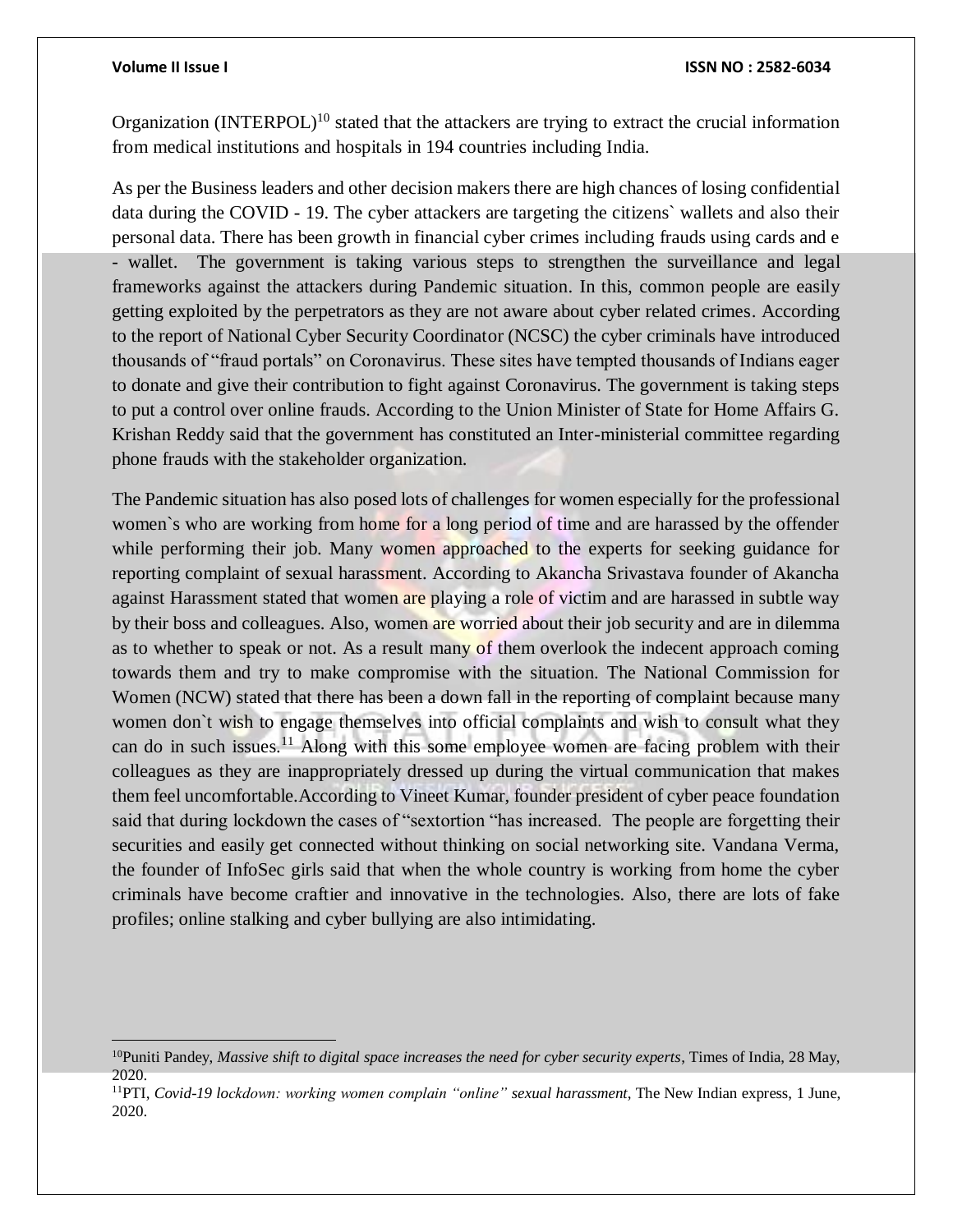Organization (INTERPOL)[10] stated that the attackers are trying to extract the crucial information from medical institutions and hospitals in 194 countries including India.

As per the Business leaders and other decision makers there are high chances of losing confidential data during the COVID - 19. The cyber attackers are targeting the citizens` wallets and also their personal data. There has been growth in financial cyber crimes including frauds using cards and e - wallet. The government is taking various steps to strengthen the surveillance and legal frameworks against the attackers during Pandemic situation. In this, common people are easily getting exploited by the perpetrators as they are not aware about cyber related crimes. According to the report of National Cyber Security Coordinator (NCSC) the cyber criminals have introduced thousands of "fraud portals" on Coronavirus. These sites have tempted thousands of Indians eager to donate and give their contribution to fight against Coronavirus. The government is taking steps to put a control over online frauds. According to the Union Minister of State for Home Affairs G. Krishan Reddy said that the government has constituted an Inter-ministerial committee regarding phone frauds with the stakeholder organization.

The Pandemic situation has also posed lots of challenges for women especially for the professional women`s who are working from home for a long period of time and are harassed by the offender while performing their job. Many women approached to the experts for seeking guidance for reporting complaint of sexual harassment. According to Akancha Srivastava founder of Akancha against Harassment stated that women are playing a role of victim and are harassed in subtle way by their boss and colleagues. Also, women are worried about their job security and are in dilemma as to whether to speak or not. As a result many of them overlook the indecent approach coming towards them and try to make compromise with the situation. The National Commission for Women (NCW) stated that there has been a down fall in the reporting of complaint because many women don`t wish to engage themselves into official complaints and wish to consult what they can do in such issues.[11] Along with this some employee women are facing problem with their colleagues as they are inappropriately dressed up during the virtual communication that makes them feel uncomfortable.According to Vineet Kumar, founder president of cyber peace foundation said that during lockdown the cases of "sextortion "has increased. The people are forgetting their securities and easily get connected without thinking on social networking site. Vandana Verma, the founder of InfoSec girls said that when the whole country is working from home the cyber criminals have become craftier and innovative in the technologies. Also, there are lots of fake profiles; online stalking and cyber bullying are also intimidating.

---

[10]Puniti Pandey, *Massive shift to digital space increases the need for cyber security experts*, Times of India, 28 May, 2020.

[11]PTI, *Covid-19 lockdown: working women complain "online" sexual harassment*, The New Indian express, 1 June, 2020.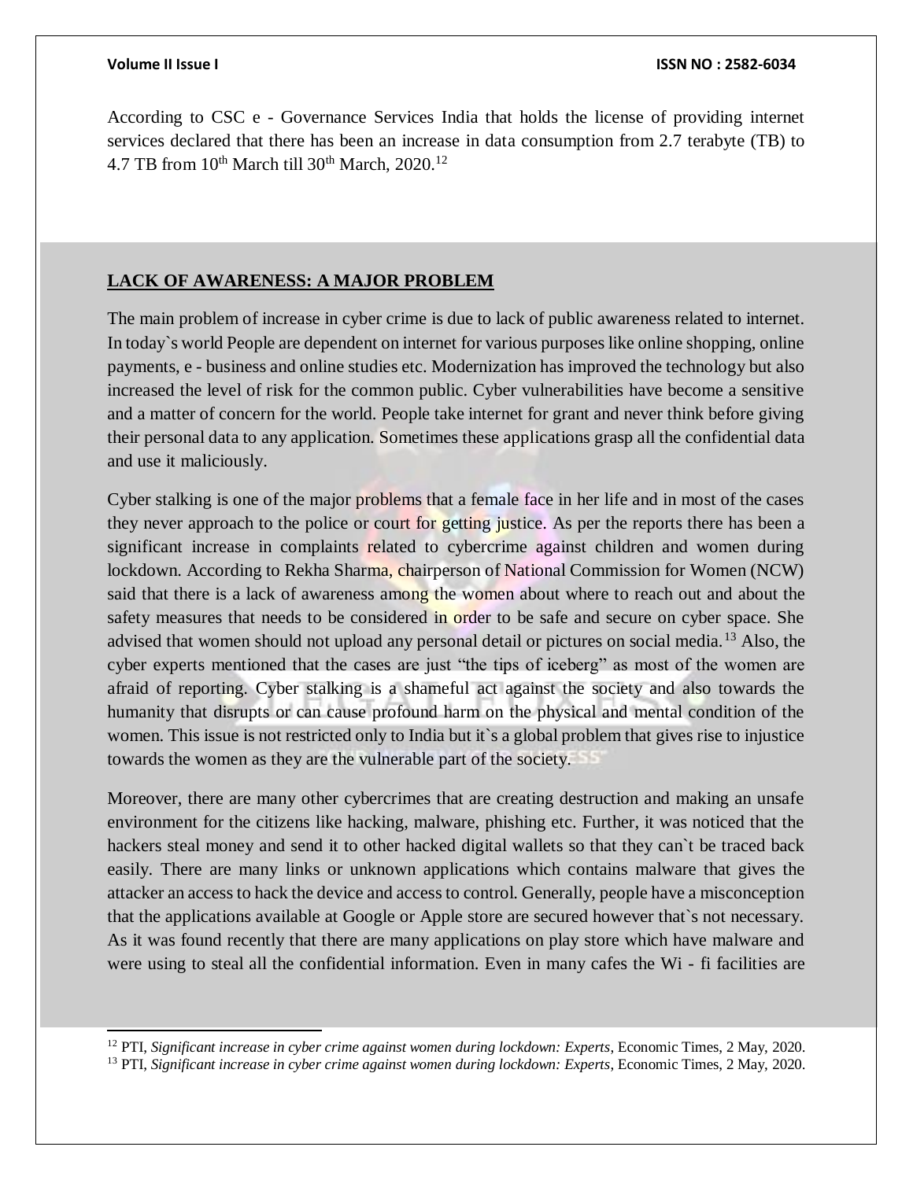According to CSC e - Governance Services India that holds the license of providing internet services declared that there has been an increase in data consumption from 2.7 terabyte (TB) to 4.7 TB from 10th March till 30th March, 2020.[12]

## LACK OF AWARENESS: A MAJOR PROBLEM

The main problem of increase in cyber crime is due to lack of public awareness related to internet. In today`s world People are dependent on internet for various purposes like online shopping, online payments, e - business and online studies etc. Modernization has improved the technology but also increased the level of risk for the common public. Cyber vulnerabilities have become a sensitive and a matter of concern for the world. People take internet for grant and never think before giving their personal data to any application. Sometimes these applications grasp all the confidential data and use it maliciously.

Cyber stalking is one of the major problems that a female face in her life and in most of the cases they never approach to the police or court for getting justice. As per the reports there has been a significant increase in complaints related to cybercrime against children and women during lockdown. According to Rekha Sharma, chairperson of National Commission for Women (NCW) said that there is a lack of awareness among the women about where to reach out and about the safety measures that needs to be considered in order to be safe and secure on cyber space. She advised that women should not upload any personal detail or pictures on social media.[13] Also, the cyber experts mentioned that the cases are just "the tips of iceberg" as most of the women are afraid of reporting. Cyber stalking is a shameful act against the society and also towards the humanity that disrupts or can cause profound harm on the physical and mental condition of the women. This issue is not restricted only to India but it`s a global problem that gives rise to injustice towards the women as they are the vulnerable part of the society.

Moreover, there are many other cybercrimes that are creating destruction and making an unsafe environment for the citizens like hacking, malware, phishing etc. Further, it was noticed that the hackers steal money and send it to other hacked digital wallets so that they can`t be traced back easily. There are many links or unknown applications which contains malware that gives the attacker an access to hack the device and access to control. Generally, people have a misconception that the applications available at Google or Apple store are secured however that`s not necessary. As it was found recently that there are many applications on play store which have malware and were using to steal all the confidential information. Even in many cafes the Wi - fi facilities are

---

[12] PTI, *Significant increase in cyber crime against women during lockdown: Experts*, Economic Times, 2 May, 2020.

[13] PTI, *Significant increase in cyber crime against women during lockdown: Experts*, Economic Times, 2 May, 2020.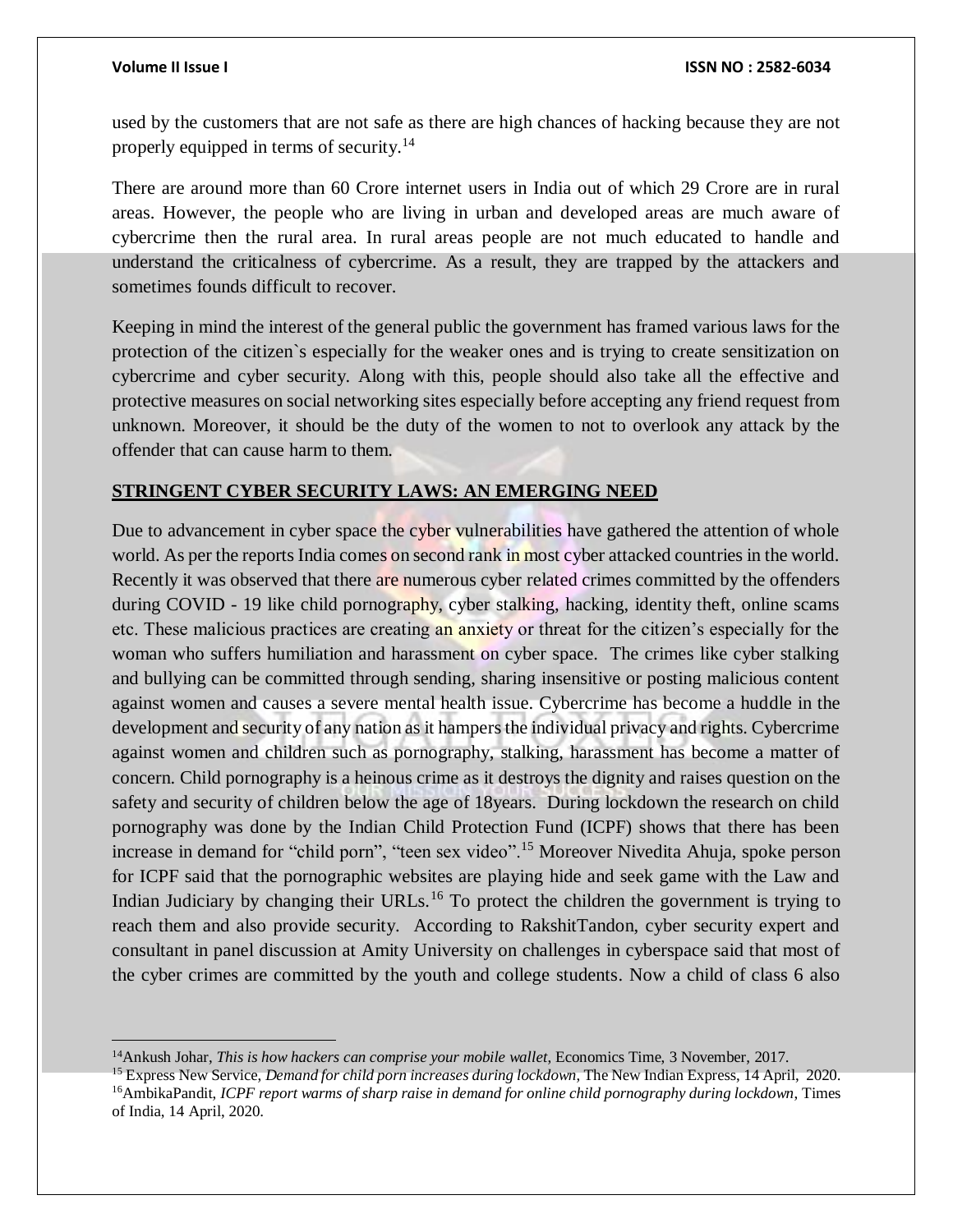used by the customers that are not safe as there are high chances of hacking because they are not properly equipped in terms of security.[14]

There are around more than 60 Crore internet users in India out of which 29 Crore are in rural areas. However, the people who are living in urban and developed areas are much aware of cybercrime then the rural area. In rural areas people are not much educated to handle and understand the criticalness of cybercrime. As a result, they are trapped by the attackers and sometimes founds difficult to recover.

Keeping in mind the interest of the general public the government has framed various laws for the protection of the citizen`s especially for the weaker ones and is trying to create sensitization on cybercrime and cyber security. Along with this, people should also take all the effective and protective measures on social networking sites especially before accepting any friend request from unknown. Moreover, it should be the duty of the women to not to overlook any attack by the offender that can cause harm to them.

## STRINGENT CYBER SECURITY LAWS: AN EMERGING NEED

Due to advancement in cyber space the cyber vulnerabilities have gathered the attention of whole world. As per the reports India comes on second rank in most cyber attacked countries in the world. Recently it was observed that there are numerous cyber related crimes committed by the offenders during COVID - 19 like child pornography, cyber stalking, hacking, identity theft, online scams etc. These malicious practices are creating an anxiety or threat for the citizen's especially for the woman who suffers humiliation and harassment on cyber space. The crimes like cyber stalking and bullying can be committed through sending, sharing insensitive or posting malicious content against women and causes a severe mental health issue. Cybercrime has become a huddle in the development and security of any nation as it hampers the individual privacy and rights. Cybercrime against women and children such as pornography, stalking, harassment has become a matter of concern. Child pornography is a heinous crime as it destroys the dignity and raises question on the safety and security of children below the age of 18years. During lockdown the research on child pornography was done by the Indian Child Protection Fund (ICPF) shows that there has been increase in demand for "child porn", "teen sex video".[15] Moreover Nivedita Ahuja, spoke person for ICPF said that the pornographic websites are playing hide and seek game with the Law and Indian Judiciary by changing their URLs.[16] To protect the children the government is trying to reach them and also provide security. According to RakshitTandon, cyber security expert and consultant in panel discussion at Amity University on challenges in cyberspace said that most of the cyber crimes are committed by the youth and college students. Now a child of class 6 also

---

[14] Ankush Johar, *This is how hackers can comprise your mobile wallet*, Economics Time, 3 November, 2017.

[15] Express New Service, *Demand for child porn increases during lockdown*, The New Indian Express, 14 April, 2020.

[16] AmbikaPandit, *ICPF report warms of sharp raise in demand for online child pornography during lockdown*, Times of India, 14 April, 2020.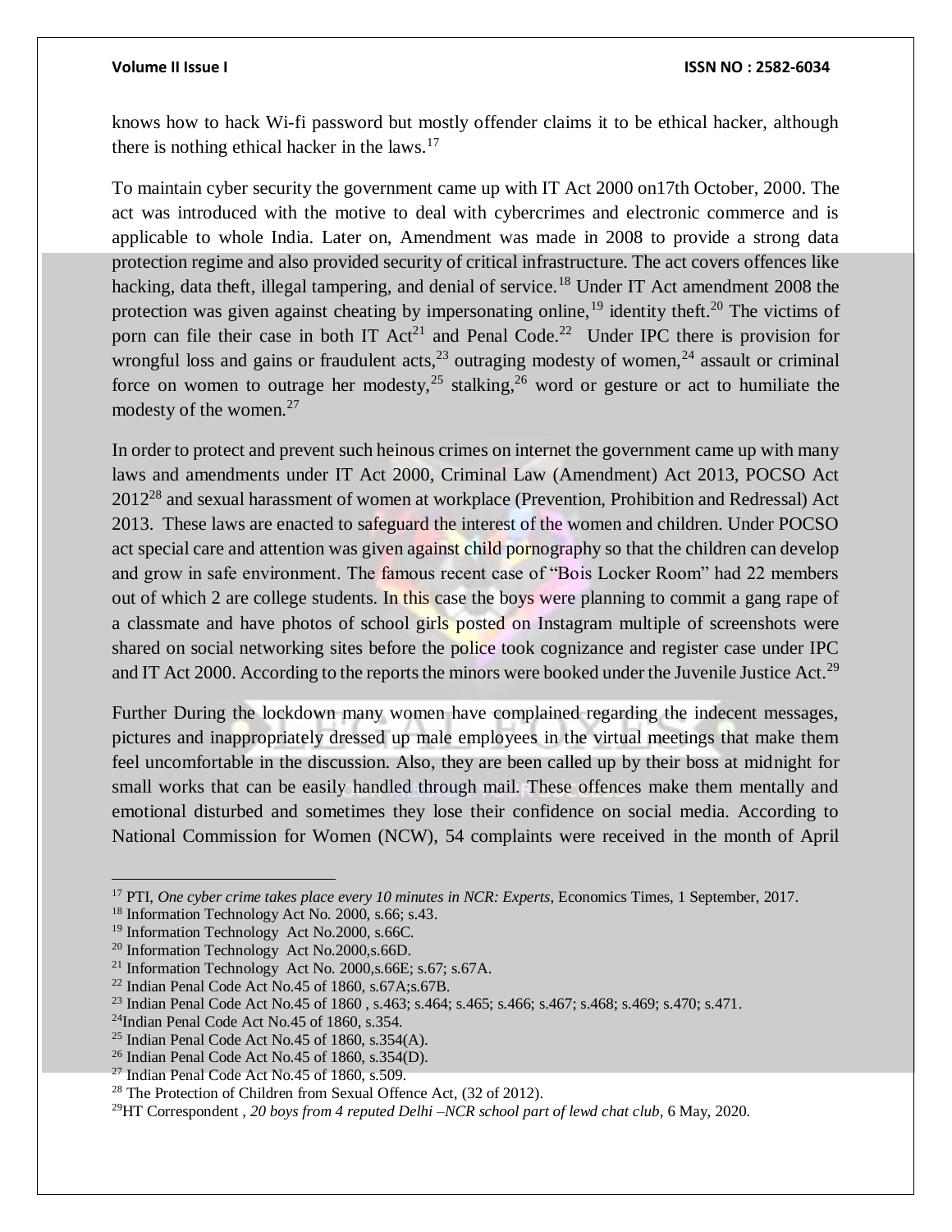knows how to hack Wi-fi password but mostly offender claims it to be ethical hacker, although there is nothing ethical hacker in the laws.[17]

To maintain cyber security the government came up with IT Act 2000 on17th October, 2000. The act was introduced with the motive to deal with cybercrimes and electronic commerce and is applicable to whole India. Later on, Amendment was made in 2008 to provide a strong data protection regime and also provided security of critical infrastructure. The act covers offences like hacking, data theft, illegal tampering, and denial of service.[18] Under IT Act amendment 2008 the protection was given against cheating by impersonating online,[19] identity theft.[20] The victims of porn can file their case in both IT Act[21] and Penal Code.[22] Under IPC there is provision for wrongful loss and gains or fraudulent acts,[23] outraging modesty of women,[24] assault or criminal force on women to outrage her modesty,[25] stalking,[26] word or gesture or act to humiliate the modesty of the women.[27]

In order to protect and prevent such heinous crimes on internet the government came up with many laws and amendments under IT Act 2000, Criminal Law (Amendment) Act 2013, POCSO Act 2012[28] and sexual harassment of women at workplace (Prevention, Prohibition and Redressal) Act 2013. These laws are enacted to safeguard the interest of the women and children. Under POCSO act special care and attention was given against child pornography so that the children can develop and grow in safe environment. The famous recent case of "Bois Locker Room" had 22 members out of which 2 are college students. In this case the boys were planning to commit a gang rape of a classmate and have photos of school girls posted on Instagram multiple of screenshots were shared on social networking sites before the police took cognizance and register case under IPC and IT Act 2000. According to the reports the minors were booked under the Juvenile Justice Act.[29]

Further During the lockdown many women have complained regarding the indecent messages, pictures and inappropriately dressed up male employees in the virtual meetings that make them feel uncomfortable in the discussion. Also, they are been called up by their boss at midnight for small works that can be easily handled through mail. These offences make them mentally and emotional disturbed and sometimes they lose their confidence on social media. According to National Commission for Women (NCW), 54 complaints were received in the month of April

---

[17] PTI, *One cyber crime takes place every 10 minutes in NCR: Experts*, Economics Times, 1 September, 2017.

[18] Information Technology Act No. 2000, s.66; s.43.

[19] Information Technology Act No.2000, s.66C.

[20] Information Technology Act No.2000,s.66D.

[21] Information Technology Act No. 2000,s.66E; s.67; s.67A.

[22] Indian Penal Code Act No.45 of 1860, s.67A;s.67B.

[23] Indian Penal Code Act No.45 of 1860 , s.463; s.464; s.465; s.466; s.467; s.468; s.469; s.470; s.471.

[24] Indian Penal Code Act No.45 of 1860, s.354.

[25] Indian Penal Code Act No.45 of 1860, s.354(A).

[26] Indian Penal Code Act No.45 of 1860, s.354(D).

[27] Indian Penal Code Act No.45 of 1860, s.509.

[28] The Protection of Children from Sexual Offence Act, (32 of 2012).

[29] HT Correspondent , *20 boys from 4 reputed Delhi –NCR school part of lewd chat club*, 6 May, 2020.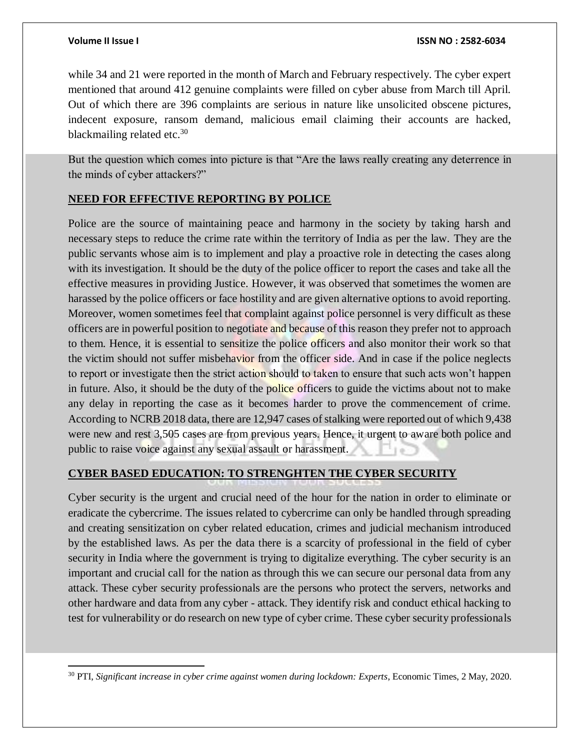while 34 and 21 were reported in the month of March and February respectively. The cyber expert mentioned that around 412 genuine complaints were filled on cyber abuse from March till April. Out of which there are 396 complaints are serious in nature like unsolicited obscene pictures, indecent exposure, ransom demand, malicious email claiming their accounts are hacked, blackmailing related etc.[30]

But the question which comes into picture is that "Are the laws really creating any deterrence in the minds of cyber attackers?"

## NEED FOR EFFECTIVE REPORTING BY POLICE

Police are the source of maintaining peace and harmony in the society by taking harsh and necessary steps to reduce the crime rate within the territory of India as per the law. They are the public servants whose aim is to implement and play a proactive role in detecting the cases along with its investigation. It should be the duty of the police officer to report the cases and take all the effective measures in providing Justice. However, it was observed that sometimes the women are harassed by the police officers or face hostility and are given alternative options to avoid reporting. Moreover, women sometimes feel that complaint against police personnel is very difficult as these officers are in powerful position to negotiate and because of this reason they prefer not to approach to them. Hence, it is essential to sensitize the police officers and also monitor their work so that the victim should not suffer misbehavior from the officer side. And in case if the police neglects to report or investigate then the strict action should to taken to ensure that such acts won't happen in future. Also, it should be the duty of the police officers to guide the victims about not to make any delay in reporting the case as it becomes harder to prove the commencement of crime. According to NCRB 2018 data, there are 12,947 cases of stalking were reported out of which 9,438 were new and rest 3,505 cases are from previous years. Hence, it urgent to aware both police and public to raise voice against any sexual assault or harassment.

## CYBER BASED EDUCATION: TO STRENGHTEN THE CYBER SECURITY

Cyber security is the urgent and crucial need of the hour for the nation in order to eliminate or eradicate the cybercrime. The issues related to cybercrime can only be handled through spreading and creating sensitization on cyber related education, crimes and judicial mechanism introduced by the established laws. As per the data there is a scarcity of professional in the field of cyber security in India where the government is trying to digitalize everything. The cyber security is an important and crucial call for the nation as through this we can secure our personal data from any attack. These cyber security professionals are the persons who protect the servers, networks and other hardware and data from any cyber - attack. They identify risk and conduct ethical hacking to test for vulnerability or do research on new type of cyber crime. These cyber security professionals

---

[30] PTI, *Significant increase in cyber crime against women during lockdown: Experts*, Economic Times, 2 May, 2020.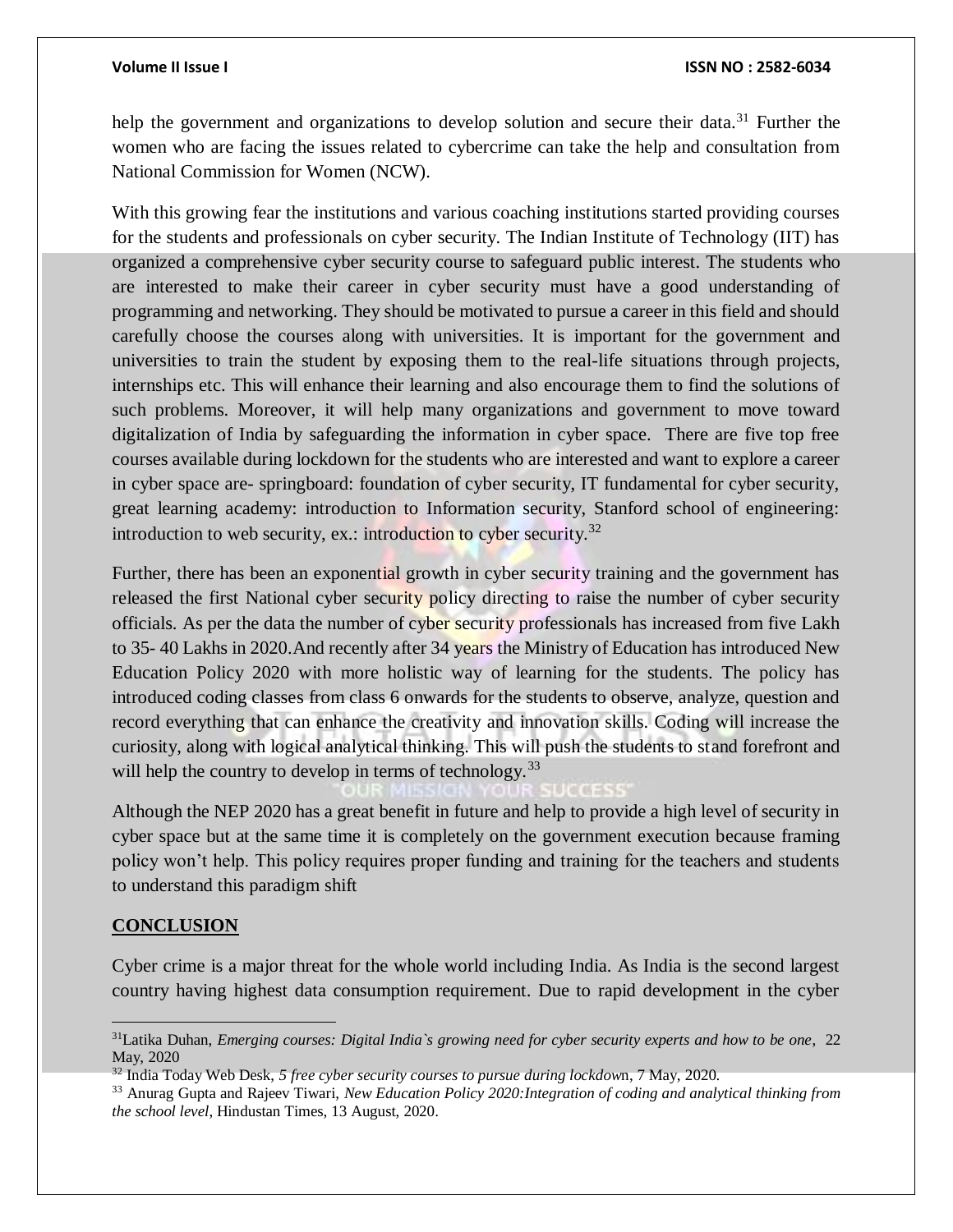help the government and organizations to develop solution and secure their data.[31] Further the women who are facing the issues related to cybercrime can take the help and consultation from National Commission for Women (NCW).

With this growing fear the institutions and various coaching institutions started providing courses for the students and professionals on cyber security. The Indian Institute of Technology (IIT) has organized a comprehensive cyber security course to safeguard public interest. The students who are interested to make their career in cyber security must have a good understanding of programming and networking. They should be motivated to pursue a career in this field and should carefully choose the courses along with universities. It is important for the government and universities to train the student by exposing them to the real-life situations through projects, internships etc. This will enhance their learning and also encourage them to find the solutions of such problems. Moreover, it will help many organizations and government to move toward digitalization of India by safeguarding the information in cyber space. There are five top free courses available during lockdown for the students who are interested and want to explore a career in cyber space are- springboard: foundation of cyber security, IT fundamental for cyber security, great learning academy: introduction to Information security, Stanford school of engineering: introduction to web security, ex.: introduction to cyber security.[32]

Further, there has been an exponential growth in cyber security training and the government has released the first National cyber security policy directing to raise the number of cyber security officials. As per the data the number of cyber security professionals has increased from five Lakh to 35- 40 Lakhs in 2020.And recently after 34 years the Ministry of Education has introduced New Education Policy 2020 with more holistic way of learning for the students. The policy has introduced coding classes from class 6 onwards for the students to observe, analyze, question and record everything that can enhance the creativity and innovation skills. Coding will increase the curiosity, along with logical analytical thinking. This will push the students to stand forefront and will help the country to develop in terms of technology.[33]

Although the NEP 2020 has a great benefit in future and help to provide a high level of security in cyber space but at the same time it is completely on the government execution because framing policy won't help. This policy requires proper funding and training for the teachers and students to understand this paradigm shift

## CONCLUSION

Cyber crime is a major threat for the whole world including India. As India is the second largest country having highest data consumption requirement. Due to rapid development in the cyber

---

[31] Latika Duhan, *Emerging courses: Digital India`s growing need for cyber security experts and how to be one*, 22 May, 2020

[32] India Today Web Desk, *5 free cyber security courses to pursue during lockdow*n, 7 May, 2020.

[33] Anurag Gupta and Rajeev Tiwari, *New Education Policy 2020:Integration of coding and analytical thinking from the school level*, Hindustan Times, 13 August, 2020.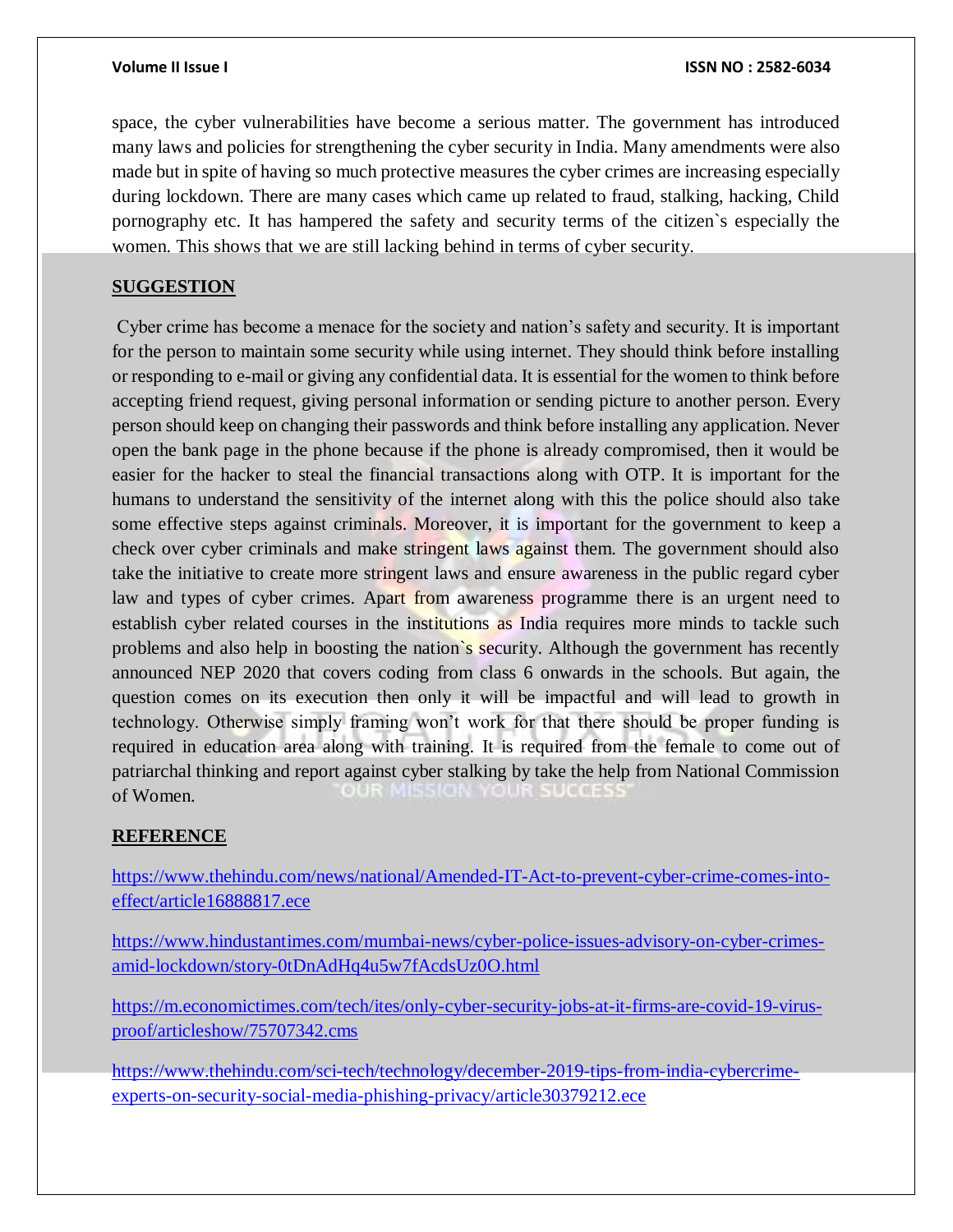space, the cyber vulnerabilities have become a serious matter. The government has introduced many laws and policies for strengthening the cyber security in India. Many amendments were also made but in spite of having so much protective measures the cyber crimes are increasing especially during lockdown. There are many cases which came up related to fraud, stalking, hacking, Child pornography etc. It has hampered the safety and security terms of the citizen`s especially the women. This shows that we are still lacking behind in terms of cyber security.

## SUGGESTION

Cyber crime has become a menace for the society and nation's safety and security. It is important for the person to maintain some security while using internet. They should think before installing or responding to e-mail or giving any confidential data. It is essential for the women to think before accepting friend request, giving personal information or sending picture to another person. Every person should keep on changing their passwords and think before installing any application. Never open the bank page in the phone because if the phone is already compromised, then it would be easier for the hacker to steal the financial transactions along with OTP. It is important for the humans to understand the sensitivity of the internet along with this the police should also take some effective steps against criminals. Moreover, it is important for the government to keep a check over cyber criminals and make stringent laws against them. The government should also take the initiative to create more stringent laws and ensure awareness in the public regard cyber law and types of cyber crimes. Apart from awareness programme there is an urgent need to establish cyber related courses in the institutions as India requires more minds to tackle such problems and also help in boosting the nation`s security. Although the government has recently announced NEP 2020 that covers coding from class 6 onwards in the schools. But again, the question comes on its execution then only it will be impactful and will lead to growth in technology. Otherwise simply framing won't work for that there should be proper funding is required in education area along with training. It is required from the female to come out of patriarchal thinking and report against cyber stalking by take the help from National Commission of Women.

## REFERENCE

https://www.thehindu.com/news/national/Amended-IT-Act-to-prevent-cyber-crime-comes-into-effect/article16888817.ece

https://www.hindustantimes.com/mumbai-news/cyber-police-issues-advisory-on-cyber-crimes-amid-lockdown/story-0tDnAdHq4u5w7fAcdsUz0O.html

https://m.economictimes.com/tech/ites/only-cyber-security-jobs-at-it-firms-are-covid-19-virus-proof/articleshow/75707342.cms

https://www.thehindu.com/sci-tech/technology/december-2019-tips-from-india-cybercrime-experts-on-security-social-media-phishing-privacy/article30379212.ece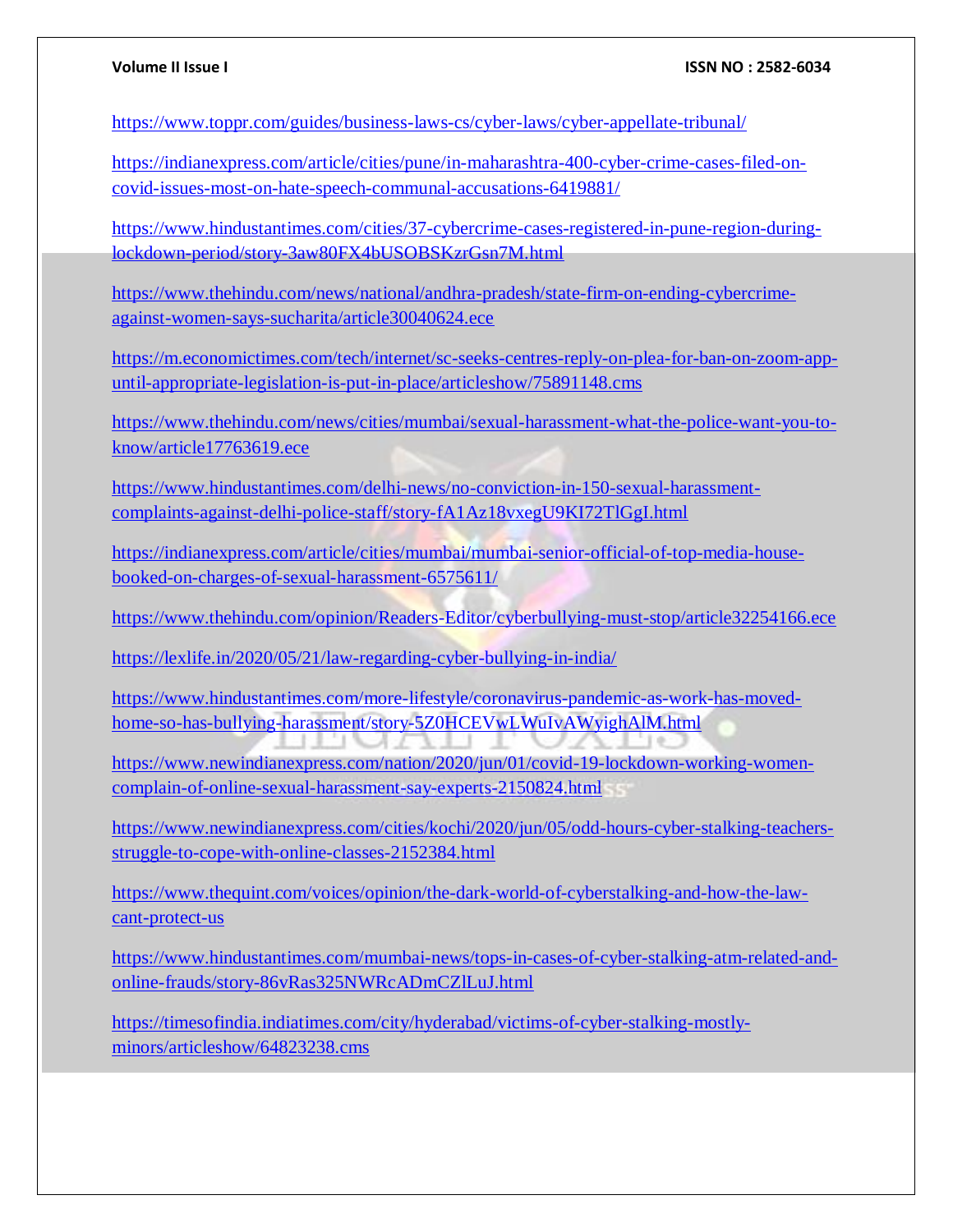https://www.toppr.com/guides/business-laws-cs/cyber-laws/cyber-appellate-tribunal/

https://indianexpress.com/article/cities/pune/in-maharashtra-400-cyber-crime-cases-filed-on-covid-issues-most-on-hate-speech-communal-accusations-6419881/

https://www.hindustantimes.com/cities/37-cybercrime-cases-registered-in-pune-region-during-lockdown-period/story-3aw80FX4bUSOBSKzrGsn7M.html

https://www.thehindu.com/news/national/andhra-pradesh/state-firm-on-ending-cybercrime-against-women-says-sucharita/article30040624.ece

https://m.economictimes.com/tech/internet/sc-seeks-centres-reply-on-plea-for-ban-on-zoom-app-until-appropriate-legislation-is-put-in-place/articleshow/75891148.cms

https://www.thehindu.com/news/cities/mumbai/sexual-harassment-what-the-police-want-you-to-know/article17763619.ece

https://www.hindustantimes.com/delhi-news/no-conviction-in-150-sexual-harassment-complaints-against-delhi-police-staff/story-fA1Az18vxegU9KI72TlGgI.html

https://indianexpress.com/article/cities/mumbai/mumbai-senior-official-of-top-media-house-booked-on-charges-of-sexual-harassment-6575611/

https://www.thehindu.com/opinion/Readers-Editor/cyberbullying-must-stop/article32254166.ece

https://lexlife.in/2020/05/21/law-regarding-cyber-bullying-in-india/

https://www.hindustantimes.com/more-lifestyle/coronavirus-pandemic-as-work-has-moved-home-so-has-bullying-harassment/story-5Z0HCEVwLWuIvAWyighAlM.html

https://www.newindianexpress.com/nation/2020/jun/01/covid-19-lockdown-working-women-complain-of-online-sexual-harassment-say-experts-2150824.html

https://www.newindianexpress.com/cities/kochi/2020/jun/05/odd-hours-cyber-stalking-teachers-struggle-to-cope-with-online-classes-2152384.html

https://www.thequint.com/voices/opinion/the-dark-world-of-cyberstalking-and-how-the-law-cant-protect-us

https://www.hindustantimes.com/mumbai-news/tops-in-cases-of-cyber-stalking-atm-related-and-online-frauds/story-86vRas325NWRcADmCZlLuJ.html

https://timesofindia.indiatimes.com/city/hyderabad/victims-of-cyber-stalking-mostly-minors/articleshow/64823238.cms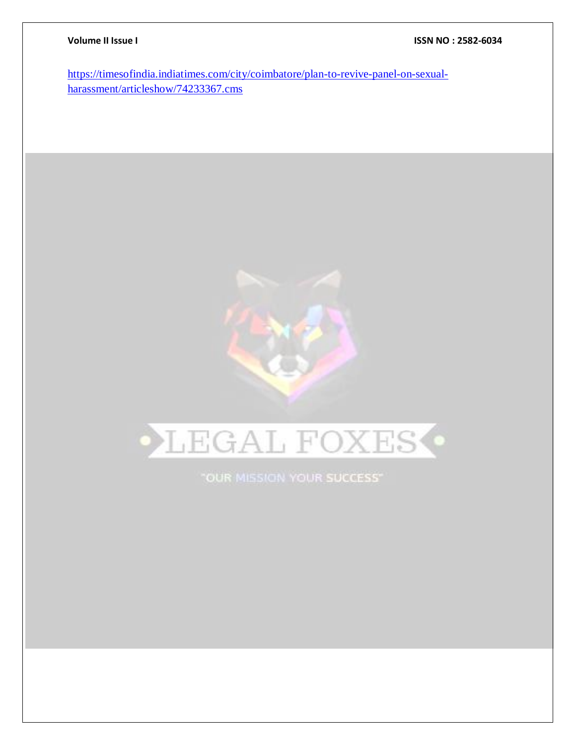https://timesofindia.indiatimes.com/city/coimbatore/plan-to-revive-panel-on-sexual-harassment/articleshow/74233367.cms